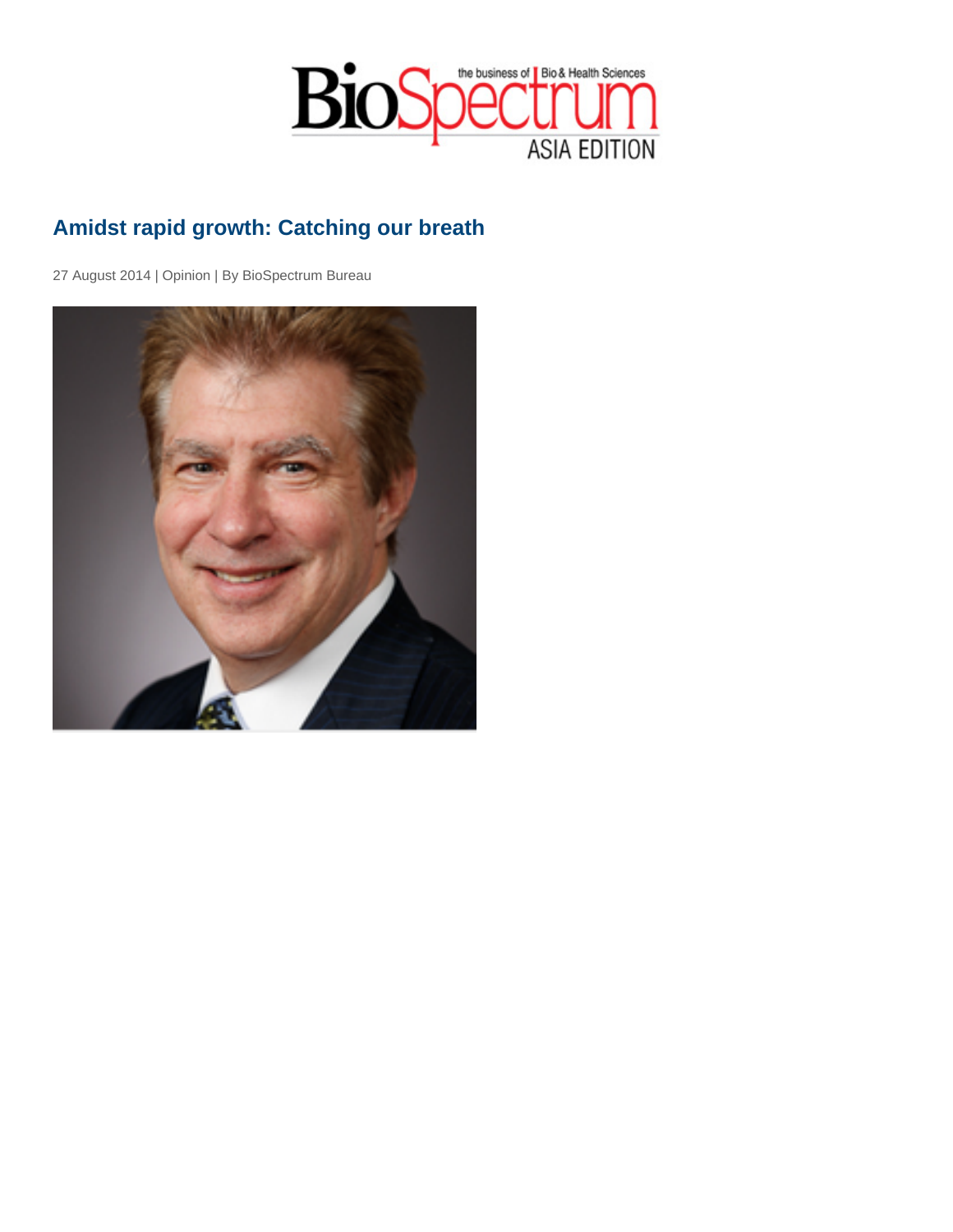# Amidst rapid growth: Catching our breath

27 August 2014 | Opinion | By BioSpectrum Bureau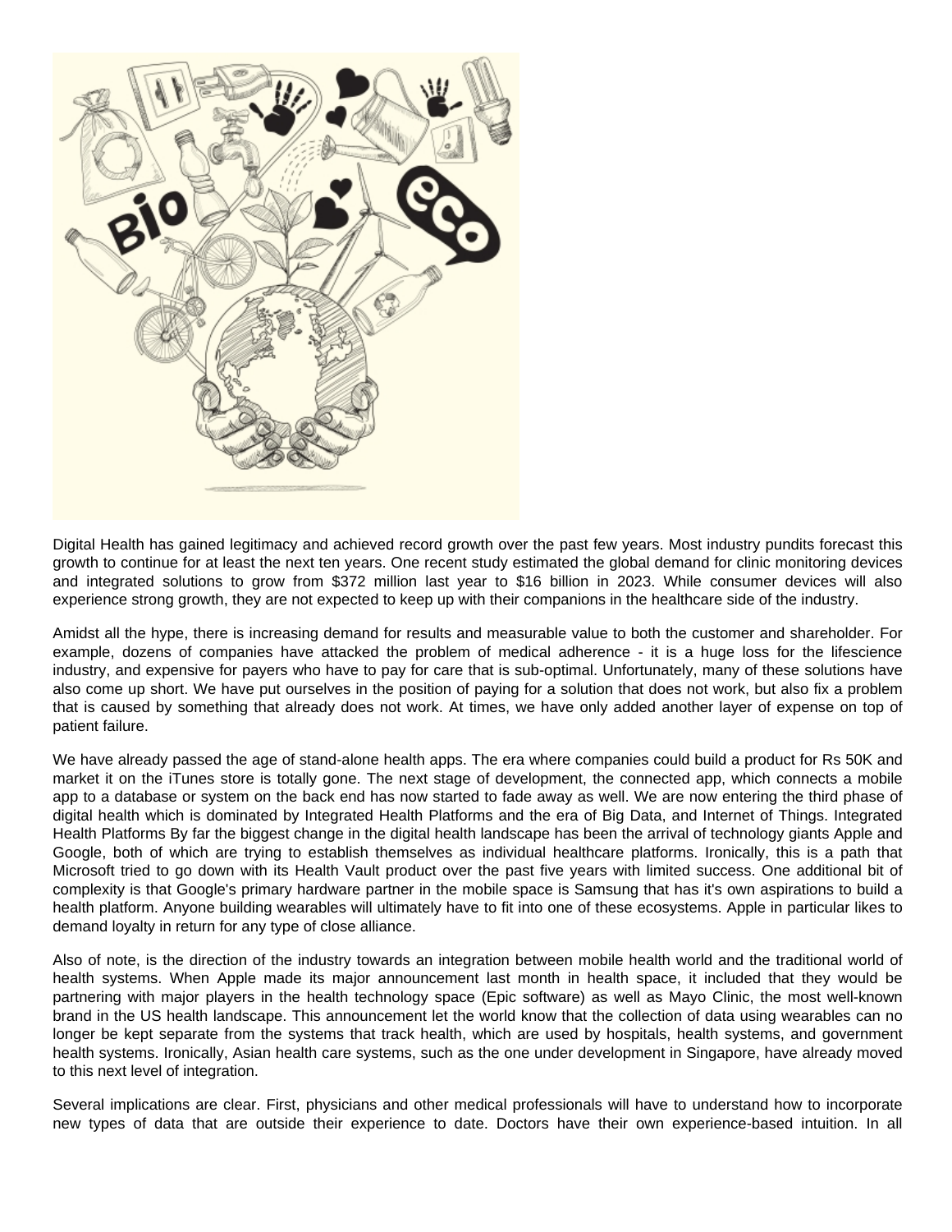Digital Health has gained legitimacy and achieved record growth over the past few years. Most industry pundits forecast this growth to continue for at least the next ten years. One recent study estimated the global demand for clinic monitoring devices and integrated solutions to grow from $372 million last year to $16 billion in 2023. While consumer devices will also experience strong growth, they are not expected to keep up with their companions in the healthcare side of the industry.

Amidst all the hype, there is increasing demand for results and measurable value to both the customer and shareholder. For example, dozens of companies have attacked the problem of medical adherence - it is a huge loss for the lifescience industry, and expensive for payers who have to pay for care that is sub-optimal. Unfortunately, many of these solutions have also come up short. We have put ourselves in the position of paying for a solution that does not work, but also fix a problem that is caused by something that already does not work. At times, we have only added another layer of expense on top of patient failure.

We have already passed the age of stand-alone health apps. The era where companies could build a product for Rs 50K and market it on the iTunes store is totally gone. The next stage of development, the connected app, which connects a mobile app to a database or system on the back end has now started to fade away as well. We are now entering the third phase of digital health which is dominated by Integrated Health Platforms and the era of Big Data, and Internet of Things. Integrated Health Platforms By far the biggest change in the digital health landscape has been the arrival of technology giants Apple and Google, both of which are trying to establish themselves as individual healthcare platforms. Ironically, this is a path that Microsoft tried to go down with its Health Vault product over the past five years with limited success. One additional bit of complexity is that Google's primary hardware partner in the mobile space is Samsung that has it's own aspirations to build a health platform. Anyone building wearables will ultimately have to fit into one of these ecosystems. Apple in particular likes to demand loyalty in return for any type of close alliance.

Also of note, is the direction of the industry towards an integration between mobile health world and the traditional world of health systems. When Apple made its major announcement last month in health space, it included that they would be partnering with major players in the health technology space (Epic software) as well as Mayo Clinic, the most well-known brand in the US health landscape. This announcement let the world know that the collection of data using wearables can no longer be kept separate from the systems that track health, which are used by hospitals, health systems, and government health systems. Ironically, Asian health care systems, such as the one under development in Singapore, have already moved to this next level of integration.

Several implications are clear. First, physicians and other medical professionals will have to understand how to incorporate new types of data that are outside their experience to date. Doctors have their own experience-based intuition. In all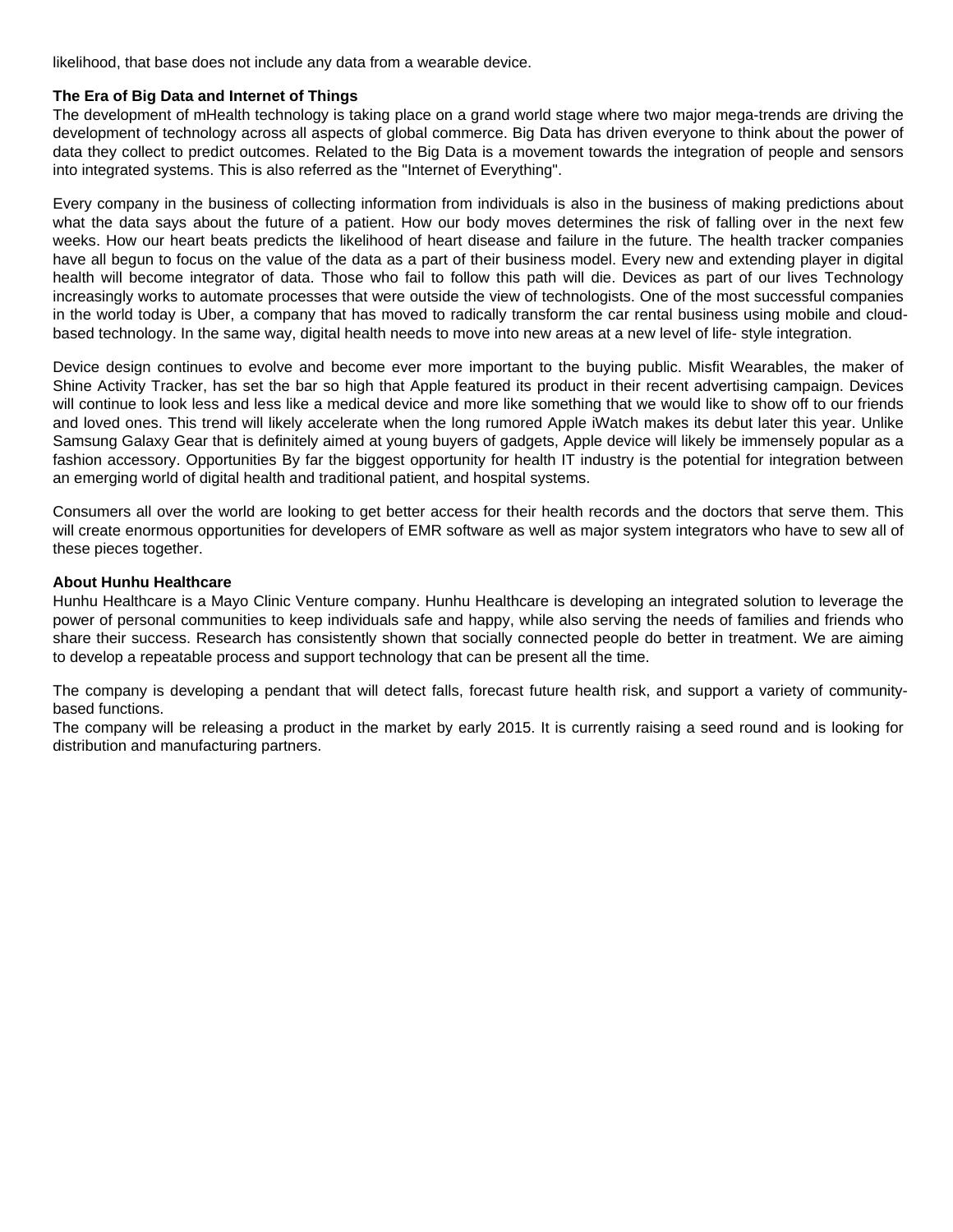likelihood, that base does not include any data from a wearable device.

**The Era of Big Data and Internet of Things**

The development of mHealth technology is taking place on a grand world stage where two major mega-trends are driving the development of technology across all aspects of global commerce. Big Data has driven everyone to think about the power of data they collect to predict outcomes. Related to the Big Data is a movement towards the integration of people and sensors into integrated systems. This is also referred as the "Internet of Everything".

Every company in the business of collecting information from individuals is also in the business of making predictions about what the data says about the future of a patient. How our body moves determines the risk of falling over in the next few weeks. How our heart beats predicts the likelihood of heart disease and failure in the future. The health tracker companies have all begun to focus on the value of the data as a part of their business model. Every new and extending player in digital health will become integrator of data. Those who fail to follow this path will die. Devices as part of our lives Technology increasingly works to automate processes that were outside the view of technologists. One of the most successful companies in the world today is Uber, a company that has moved to radically transform the car rental business using mobile and cloud-based technology. In the same way, digital health needs to move into new areas at a new level of life- style integration.

Device design continues to evolve and become ever more important to the buying public. Misfit Wearables, the maker of Shine Activity Tracker, has set the bar so high that Apple featured its product in their recent advertising campaign. Devices will continue to look less and less like a medical device and more like something that we would like to show off to our friends and loved ones. This trend will likely accelerate when the long rumored Apple iWatch makes its debut later this year. Unlike Samsung Galaxy Gear that is definitely aimed at young buyers of gadgets, Apple device will likely be immensely popular as a fashion accessory. Opportunities By far the biggest opportunity for health IT industry is the potential for integration between an emerging world of digital health and traditional patient, and hospital systems.

Consumers all over the world are looking to get better access for their health records and the doctors that serve them. This will create enormous opportunities for developers of EMR software as well as major system integrators who have to sew all of these pieces together.

**About Hunhu Healthcare**

Hunhu Healthcare is a Mayo Clinic Venture company. Hunhu Healthcare is developing an integrated solution to leverage the power of personal communities to keep individuals safe and happy, while also serving the needs of families and friends who share their success. Research has consistently shown that socially connected people do better in treatment. We are aiming to develop a repeatable process and support technology that can be present all the time.

The company is developing a pendant that will detect falls, forecast future health risk, and support a variety of community-based functions.

The company will be releasing a product in the market by early 2015. It is currently raising a seed round and is looking for distribution and manufacturing partners.